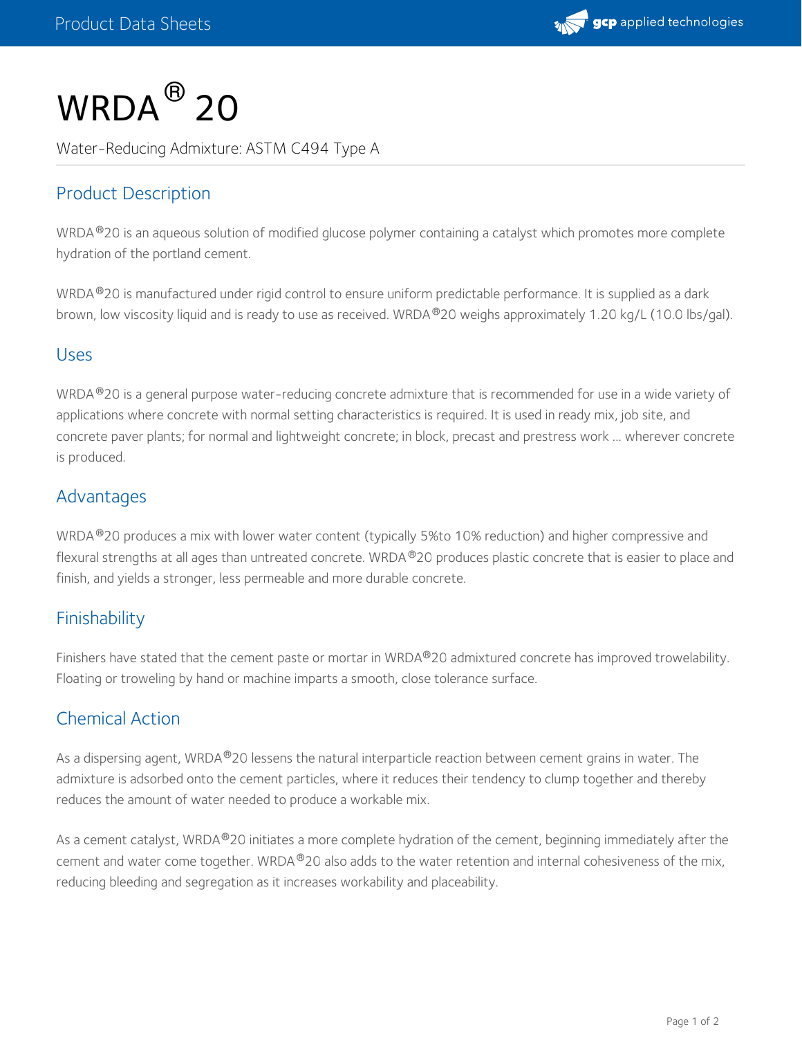# WRDA® 20

Water-Reducing Admixture: ASTM C494 Type A

## Product Description

WRDA®20 is an aqueous solution of modified glucose polymer containing a catalyst which promotes more complete hydration of the portland cement.

WRDA®20 is manufactured under rigid control to ensure uniform predictable performance. It is supplied as a dark brown, low viscosity liquid and is ready to use as received. WRDA®20 weighs approximately 1.20 kg/L (10.0 lbs/gal).

## Uses

WRDA®20 is a general purpose water-reducing concrete admixture that is recommended for use in a wide variety of applications where concrete with normal setting characteristics is required. It is used in ready mix, job site, and concrete paver plants; for normal and lightweight concrete; in block, precast and prestress work ... wherever concrete is produced.

## Advantages

WRDA®20 produces a mix with lower water content (typically 5%to 10% reduction) and higher compressive and flexural strengths at all ages than untreated concrete. WRDA®20 produces plastic concrete that is easier to place and finish, and yields a stronger, less permeable and more durable concrete.

## Finishability

Finishers have stated that the cement paste or mortar in WRDA®20 admixtured concrete has improved trowelability. Floating or troweling by hand or machine imparts a smooth, close tolerance surface.

## Chemical Action

As a dispersing agent, WRDA®20 lessens the natural interparticle reaction between cement grains in water. The admixture is adsorbed onto the cement particles, where it reduces their tendency to clump together and thereby reduces the amount of water needed to produce a workable mix.

As a cement catalyst, WRDA®20 initiates a more complete hydration of the cement, beginning immediately after the cement and water come together. WRDA®20 also adds to the water retention and internal cohesiveness of the mix, reducing bleeding and segregation as it increases workability and placeability.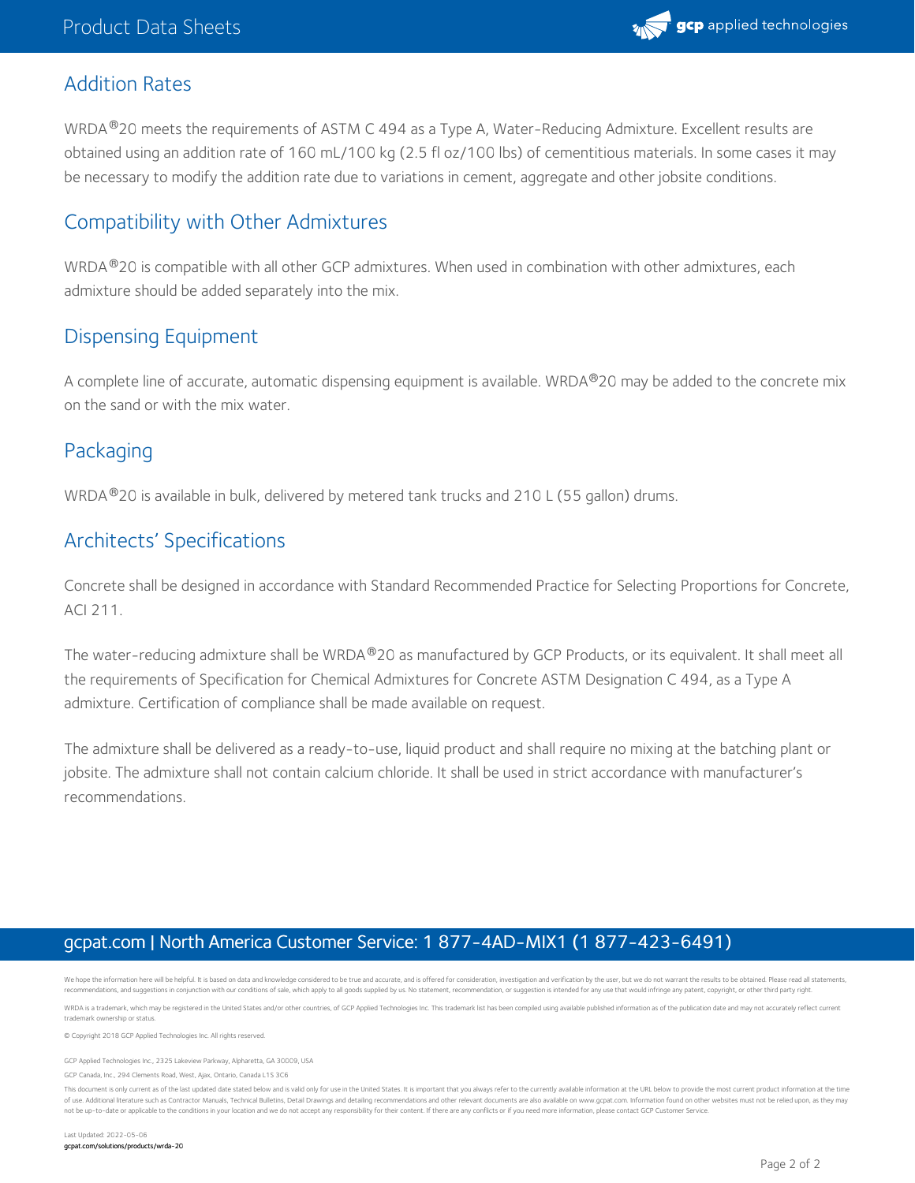## Addition Rates

WRDA®20 meets the requirements of ASTM C 494 as a Type A, Water-Reducing Admixture. Excellent results are obtained using an addition rate of 160 mL/100 kg (2.5 fl oz/100 lbs) of cementitious materials. In some cases it may be necessary to modify the addition rate due to variations in cement, aggregate and other jobsite conditions.

## Compatibility with Other Admixtures

WRDA®20 is compatible with all other GCP admixtures. When used in combination with other admixtures, each admixture should be added separately into the mix.

## Dispensing Equipment

A complete line of accurate, automatic dispensing equipment is available. WRDA®20 may be added to the concrete mix on the sand or with the mix water.

## Packaging

WRDA®20 is available in bulk, delivered by metered tank trucks and 210 L (55 gallon) drums.

## Architects' Specifications

Concrete shall be designed in accordance with Standard Recommended Practice for Selecting Proportions for Concrete, ACI 211.

The water-reducing admixture shall be WRDA®20 as manufactured by GCP Products, or its equivalent. It shall meet all the requirements of Specification for Chemical Admixtures for Concrete ASTM Designation C 494, as a Type A admixture. Certification of compliance shall be made available on request.

The admixture shall be delivered as a ready-to-use, liquid product and shall require no mixing at the batching plant or jobsite. The admixture shall not contain calcium chloride. It shall be used in strict accordance with manufacturer's recommendations.

gcpat.com | North America Customer Service: 1 877-4AD-MIX1 (1 877-423-6491)

We hope the information here will be helpful. It is based on data and knowledge considered to be true and accurate, and is offered for consideration, investigation and verification by the user, but we do not warrant the results to be obtained. Please read all statements, recommendations, and suggestions in conjunction with our conditions of sale, which apply to all goods supplied by us. No statement, recommendation, or suggestion is intended for any use that would infringe any patent, copyright, or other third party right.

WRDA is a trademark, which may be registered in the United States and/or other countries, of GCP Applied Technologies Inc. This trademark list has been compiled using available published information as of the publication date and may not accurately reflect current trademark ownership or status.

© Copyright 2018 GCP Applied Technologies Inc. All rights reserved.

GCP Applied Technologies Inc., 2325 Lakeview Parkway, Alpharetta, GA 30009, USA

GCP Canada, Inc., 294 Clements Road, West, Ajax, Ontario, Canada L1S 3C6

This document is only current as of the last updated date stated below and is valid only for use in the United States. It is important that you always refer to the currently available information at the URL below to provide the most current product information at the time of use. Additional literature such as Contractor Manuals, Technical Bulletins, Detail Drawings and detailing recommendations and other relevant documents are also available on www.gcpat.com. Information found on other websites must not be relied upon, as they may not be up-to-date or applicable to the conditions in your location and we do not accept any responsibility for their content. If there are any conflicts or if you need more information, please contact GCP Customer Service.

Last Updated: 2022-05-06

gcpat.com/solutions/products/wrda-20